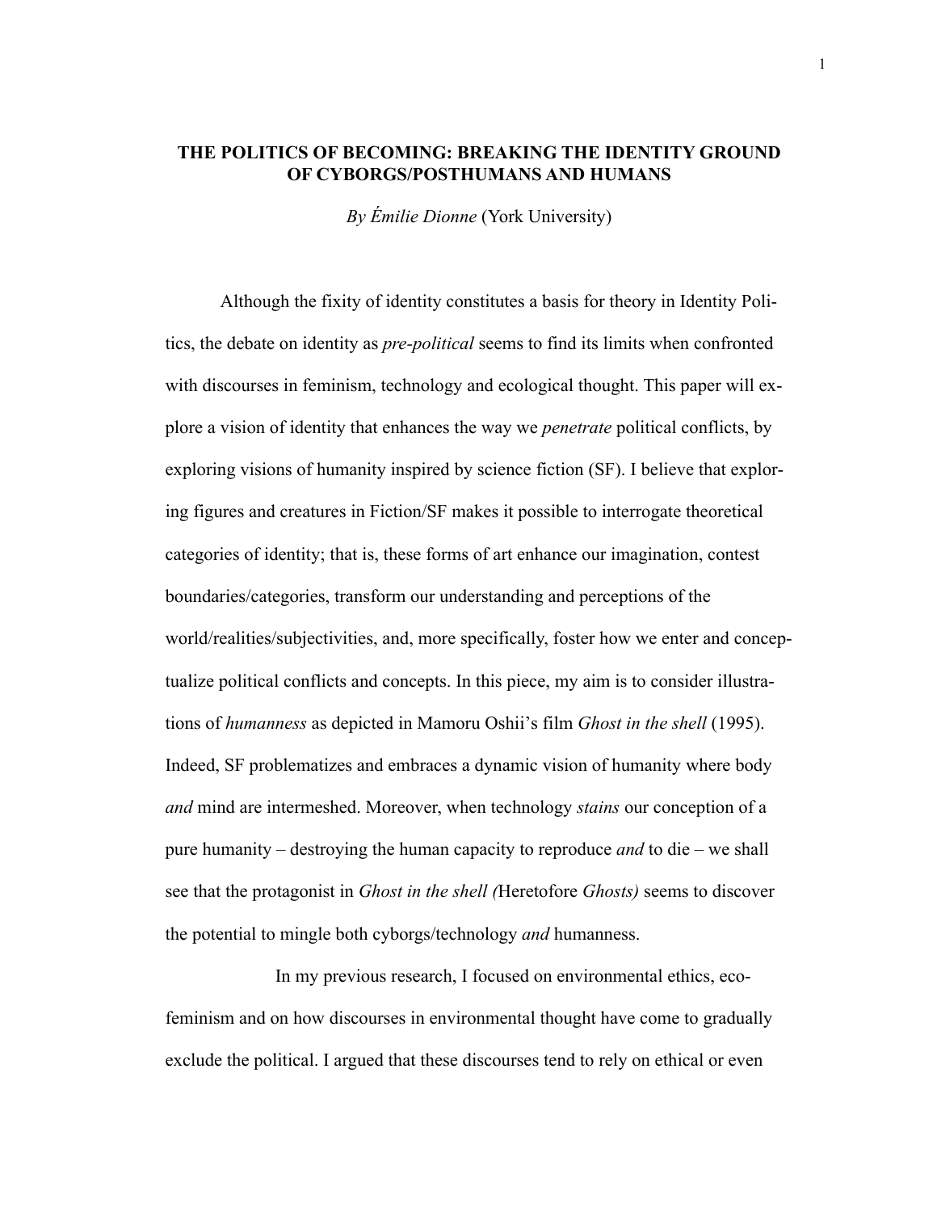# THE POLITICS OF BECOMING: BREAKING THE IDENTITY GROUND OF CYBORGS/POSTHUMANS AND HUMANS

*By Émilie Dionne* (York University)

Although the fixity of identity constitutes a basis for theory in Identity Politics, the debate on identity as *pre-political* seems to find its limits when confronted with discourses in feminism, technology and ecological thought. This paper will explore a vision of identity that enhances the way we *penetrate* political conflicts, by exploring visions of humanity inspired by science fiction (SF). I believe that exploring figures and creatures in Fiction/SF makes it possible to interrogate theoretical categories of identity; that is, these forms of art enhance our imagination, contest boundaries/categories, transform our understanding and perceptions of the world/realities/subjectivities, and, more specifically, foster how we enter and conceptualize political conflicts and concepts. In this piece, my aim is to consider illustrations of *humanness* as depicted in Mamoru Oshii's film *Ghost in the shell* (1995). Indeed, SF problematizes and embraces a dynamic vision of humanity where body *and* mind are intermeshed. Moreover, when technology *stains* our conception of a pure humanity – destroying the human capacity to reproduce *and* to die – we shall see that the protagonist in *Ghost in the shell (*Heretofore *Ghosts)* seems to discover the potential to mingle both cyborgs/technology *and* humanness.

In my previous research, I focused on environmental ethics, eco-feminism and on how discourses in environmental thought have come to gradually exclude the political. I argued that these discourses tend to rely on ethical or even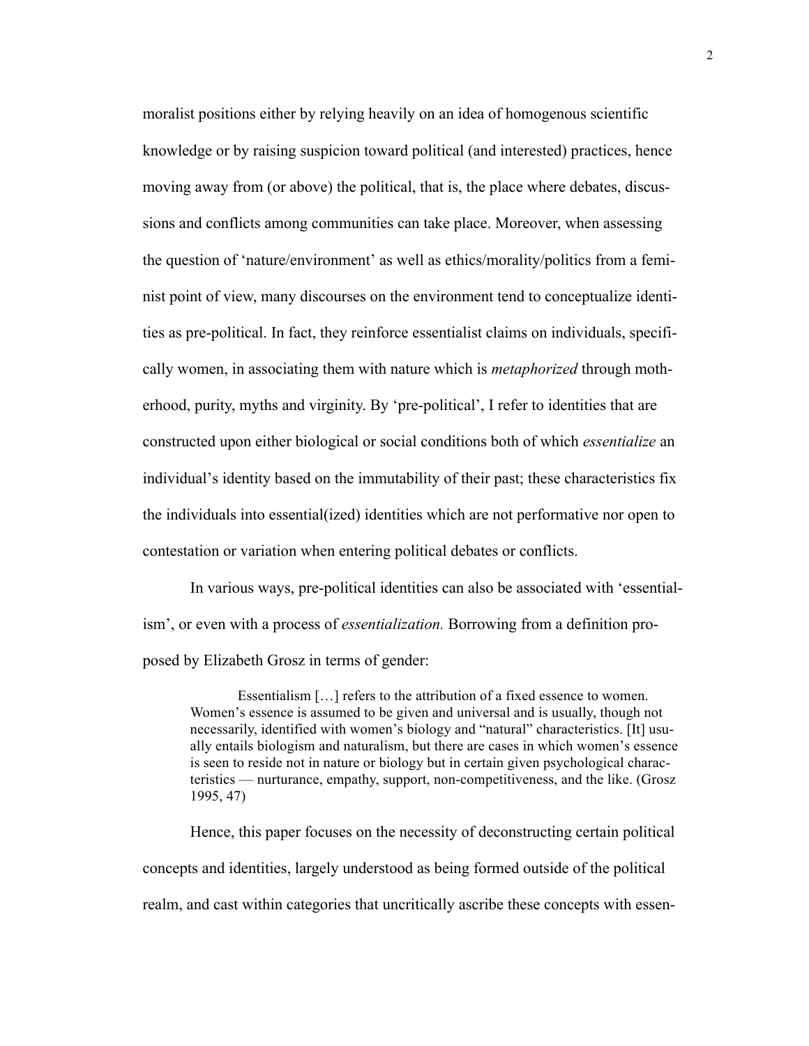moralist positions either by relying heavily on an idea of homogenous scientific knowledge or by raising suspicion toward political (and interested) practices, hence moving away from (or above) the political, that is, the place where debates, discussions and conflicts among communities can take place. Moreover, when assessing the question of 'nature/environment' as well as ethics/morality/politics from a feminist point of view, many discourses on the environment tend to conceptualize identities as pre-political. In fact, they reinforce essentialist claims on individuals, specifically women, in associating them with nature which is *metaphorized* through motherhood, purity, myths and virginity. By 'pre-political', I refer to identities that are constructed upon either biological or social conditions both of which *essentialize* an individual's identity based on the immutability of their past; these characteristics fix the individuals into essential(ized) identities which are not performative nor open to contestation or variation when entering political debates or conflicts.

In various ways, pre-political identities can also be associated with 'essentialism', or even with a process of *essentialization.* Borrowing from a definition proposed by Elizabeth Grosz in terms of gender:

> Essentialism […] refers to the attribution of a fixed essence to women. Women's essence is assumed to be given and universal and is usually, though not necessarily, identified with women's biology and "natural" characteristics. [It] usually entails biologism and naturalism, but there are cases in which women's essence is seen to reside not in nature or biology but in certain given psychological characteristics — nurturance, empathy, support, non-competitiveness, and the like. (Grosz 1995, 47)

Hence, this paper focuses on the necessity of deconstructing certain political concepts and identities, largely understood as being formed outside of the political realm, and cast within categories that uncritically ascribe these concepts with essen-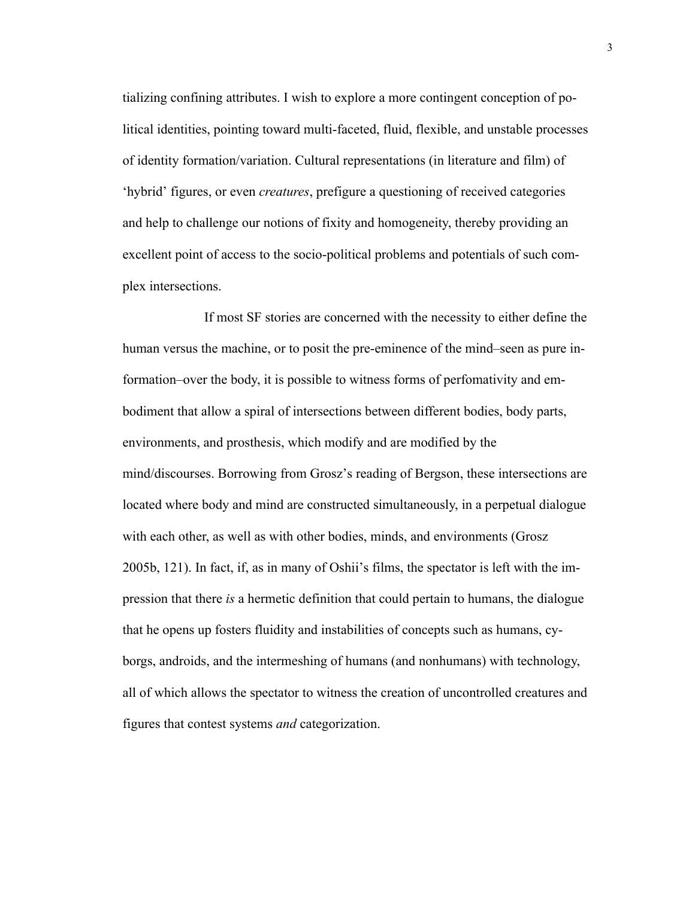tializing confining attributes. I wish to explore a more contingent conception of political identities, pointing toward multi-faceted, fluid, flexible, and unstable processes of identity formation/variation. Cultural representations (in literature and film) of 'hybrid' figures, or even *creatures*, prefigure a questioning of received categories and help to challenge our notions of fixity and homogeneity, thereby providing an excellent point of access to the socio-political problems and potentials of such complex intersections.

If most SF stories are concerned with the necessity to either define the human versus the machine, or to posit the pre-eminence of the mind–seen as pure information–over the body, it is possible to witness forms of perfomativity and embodiment that allow a spiral of intersections between different bodies, body parts, environments, and prosthesis, which modify and are modified by the mind/discourses. Borrowing from Grosz's reading of Bergson, these intersections are located where body and mind are constructed simultaneously, in a perpetual dialogue with each other, as well as with other bodies, minds, and environments (Grosz 2005b, 121). In fact, if, as in many of Oshii's films, the spectator is left with the impression that there *is* a hermetic definition that could pertain to humans, the dialogue that he opens up fosters fluidity and instabilities of concepts such as humans, cyborgs, androids, and the intermeshing of humans (and nonhumans) with technology, all of which allows the spectator to witness the creation of uncontrolled creatures and figures that contest systems *and* categorization.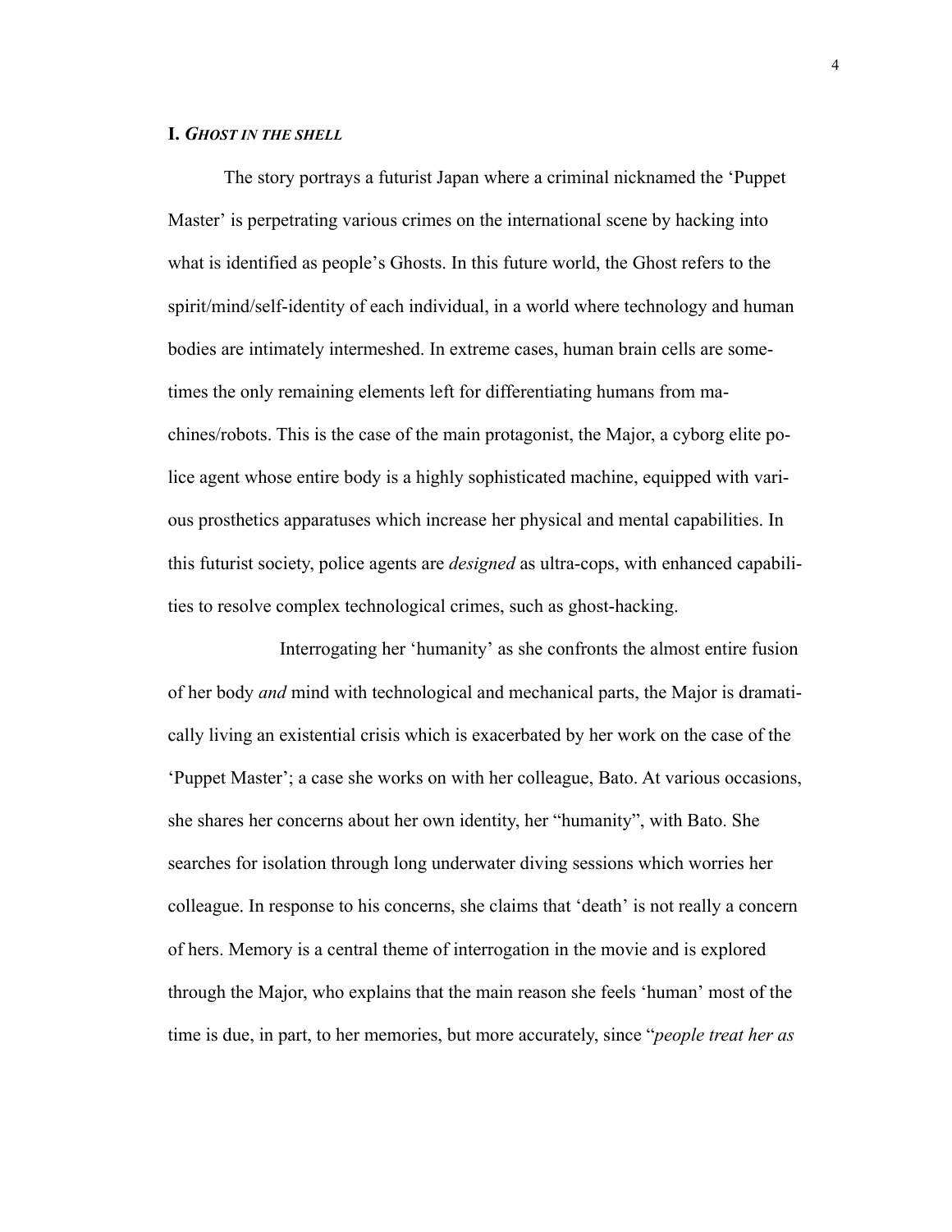## I. *GHOST IN THE SHELL*

The story portrays a futurist Japan where a criminal nicknamed the 'Puppet Master' is perpetrating various crimes on the international scene by hacking into what is identified as people's Ghosts. In this future world, the Ghost refers to the spirit/mind/self-identity of each individual, in a world where technology and human bodies are intimately intermeshed. In extreme cases, human brain cells are sometimes the only remaining elements left for differentiating humans from machines/robots. This is the case of the main protagonist, the Major, a cyborg elite police agent whose entire body is a highly sophisticated machine, equipped with various prosthetics apparatuses which increase her physical and mental capabilities. In this futurist society, police agents are *designed* as ultra-cops, with enhanced capabilities to resolve complex technological crimes, such as ghost-hacking.

Interrogating her 'humanity' as she confronts the almost entire fusion of her body *and* mind with technological and mechanical parts, the Major is dramatically living an existential crisis which is exacerbated by her work on the case of the 'Puppet Master'; a case she works on with her colleague, Bato. At various occasions, she shares her concerns about her own identity, her "humanity", with Bato. She searches for isolation through long underwater diving sessions which worries her colleague. In response to his concerns, she claims that 'death' is not really a concern of hers. Memory is a central theme of interrogation in the movie and is explored through the Major, who explains that the main reason she feels 'human' most of the time is due, in part, to her memories, but more accurately, since "*people treat her as*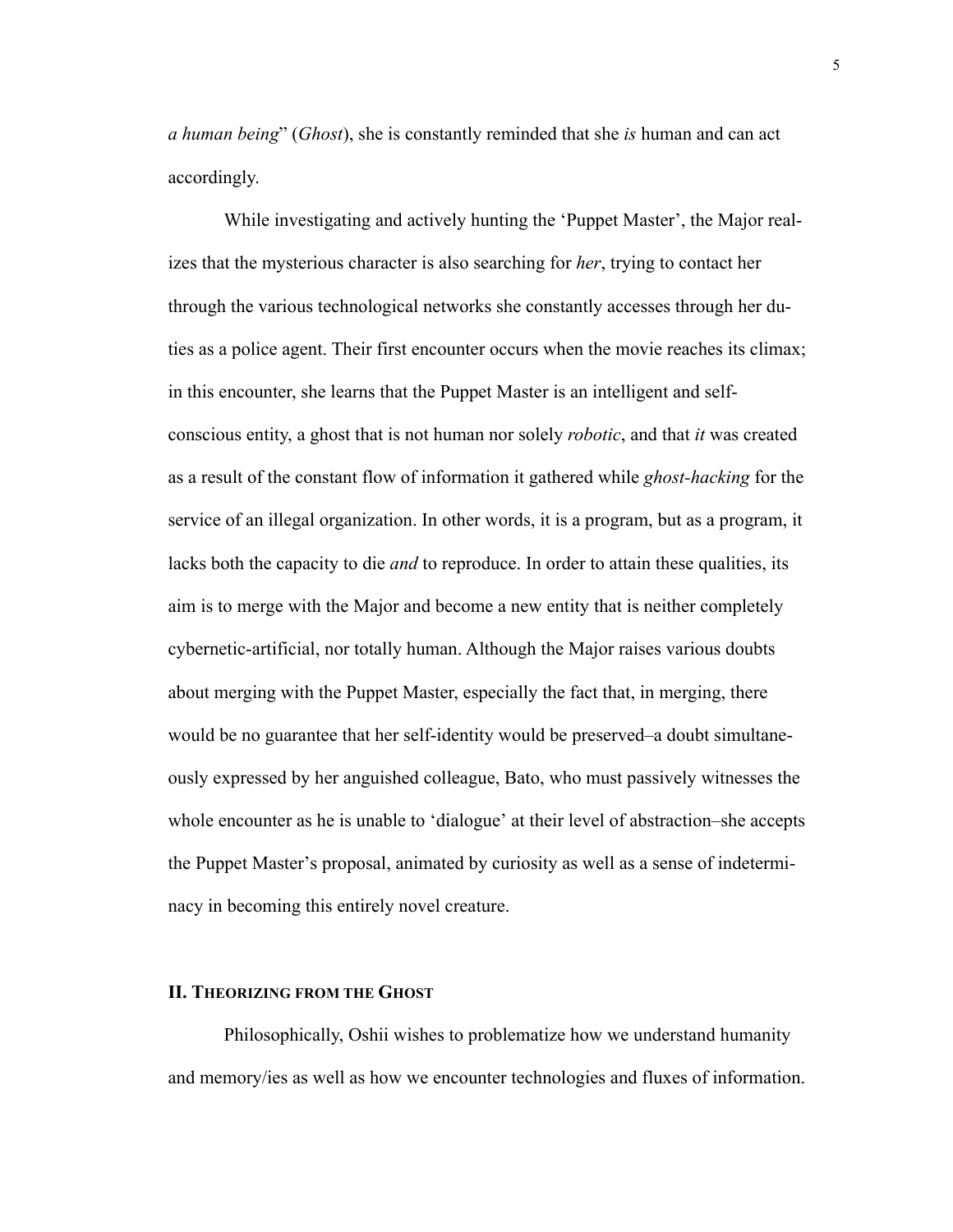*a human being*" (*Ghost*), she is constantly reminded that she *is* human and can act accordingly.

While investigating and actively hunting the 'Puppet Master', the Major realizes that the mysterious character is also searching for *her*, trying to contact her through the various technological networks she constantly accesses through her duties as a police agent. Their first encounter occurs when the movie reaches its climax; in this encounter, she learns that the Puppet Master is an intelligent and self-conscious entity, a ghost that is not human nor solely *robotic*, and that *it* was created as a result of the constant flow of information it gathered while *ghost-hacking* for the service of an illegal organization. In other words, it is a program, but as a program, it lacks both the capacity to die *and* to reproduce. In order to attain these qualities, its aim is to merge with the Major and become a new entity that is neither completely cybernetic-artificial, nor totally human. Although the Major raises various doubts about merging with the Puppet Master, especially the fact that, in merging, there would be no guarantee that her self-identity would be preserved–a doubt simultaneously expressed by her anguished colleague, Bato, who must passively witnesses the whole encounter as he is unable to 'dialogue' at their level of abstraction–she accepts the Puppet Master's proposal, animated by curiosity as well as a sense of indeterminacy in becoming this entirely novel creature.

## II. Theorizing from the Ghost

Philosophically, Oshii wishes to problematize how we understand humanity and memory/ies as well as how we encounter technologies and fluxes of information.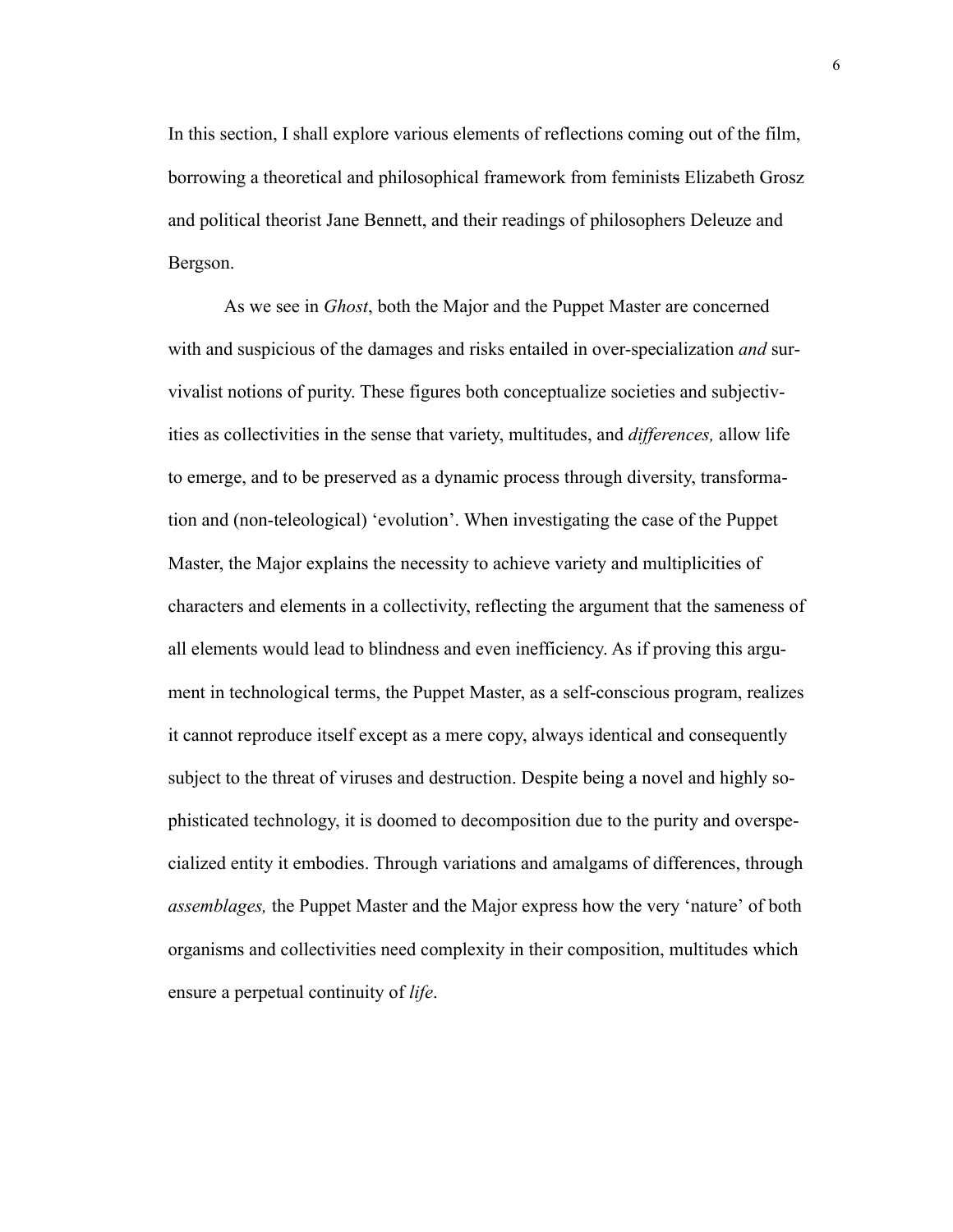In this section, I shall explore various elements of reflections coming out of the film, borrowing a theoretical and philosophical framework from feminists Elizabeth Grosz and political theorist Jane Bennett, and their readings of philosophers Deleuze and Bergson.

As we see in *Ghost*, both the Major and the Puppet Master are concerned with and suspicious of the damages and risks entailed in over-specialization *and* survivalist notions of purity. These figures both conceptualize societies and subjectivities as collectivities in the sense that variety, multitudes, and *differences,* allow life to emerge, and to be preserved as a dynamic process through diversity, transformation and (non-teleological) 'evolution'. When investigating the case of the Puppet Master, the Major explains the necessity to achieve variety and multiplicities of characters and elements in a collectivity, reflecting the argument that the sameness of all elements would lead to blindness and even inefficiency. As if proving this argument in technological terms, the Puppet Master, as a self-conscious program, realizes it cannot reproduce itself except as a mere copy, always identical and consequently subject to the threat of viruses and destruction. Despite being a novel and highly sophisticated technology, it is doomed to decomposition due to the purity and overspecialized entity it embodies. Through variations and amalgams of differences, through *assemblages,* the Puppet Master and the Major express how the very 'nature' of both organisms and collectivities need complexity in their composition, multitudes which ensure a perpetual continuity of *life*.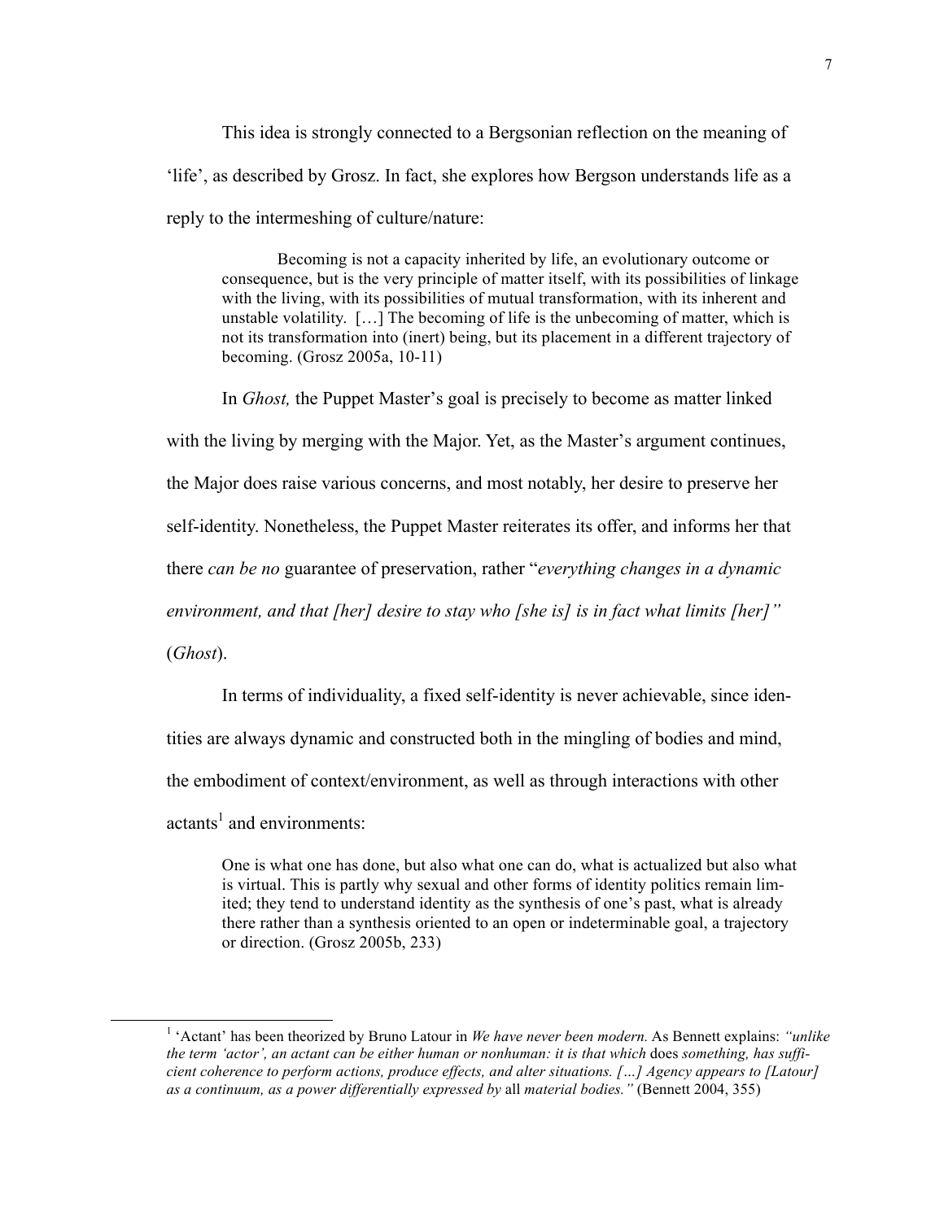This idea is strongly connected to a Bergsonian reflection on the meaning of 'life', as described by Grosz. In fact, she explores how Bergson understands life as a reply to the intermeshing of culture/nature:

> Becoming is not a capacity inherited by life, an evolutionary outcome or consequence, but is the very principle of matter itself, with its possibilities of linkage with the living, with its possibilities of mutual transformation, with its inherent and unstable volatility. […] The becoming of life is the unbecoming of matter, which is not its transformation into (inert) being, but its placement in a different trajectory of becoming. (Grosz 2005a, 10-11)

In *Ghost,* the Puppet Master's goal is precisely to become as matter linked with the living by merging with the Major. Yet, as the Master's argument continues, the Major does raise various concerns, and most notably, her desire to preserve her self-identity. Nonetheless, the Puppet Master reiterates its offer, and informs her that there *can be no* guarantee of preservation, rather "*everything changes in a dynamic environment, and that [her] desire to stay who [she is] is in fact what limits [her]"* (*Ghost*).

In terms of individuality, a fixed self-identity is never achievable, since identities are always dynamic and constructed both in the mingling of bodies and mind, the embodiment of context/environment, as well as through interactions with other actants[1] and environments:

> One is what one has done, but also what one can do, what is actualized but also what is virtual. This is partly why sexual and other forms of identity politics remain limited; they tend to understand identity as the synthesis of one's past, what is already there rather than a synthesis oriented to an open or indeterminable goal, a trajectory or direction. (Grosz 2005b, 233)

---

[1] 'Actant' has been theorized by Bruno Latour in *We have never been modern.* As Bennett explains: *"unlike the term 'actor', an actant can be either human or nonhuman: it is that which* does *something, has sufficient coherence to perform actions, produce effects, and alter situations. […] Agency appears to [Latour] as a continuum, as a power differentially expressed by* all *material bodies."* (Bennett 2004, 355)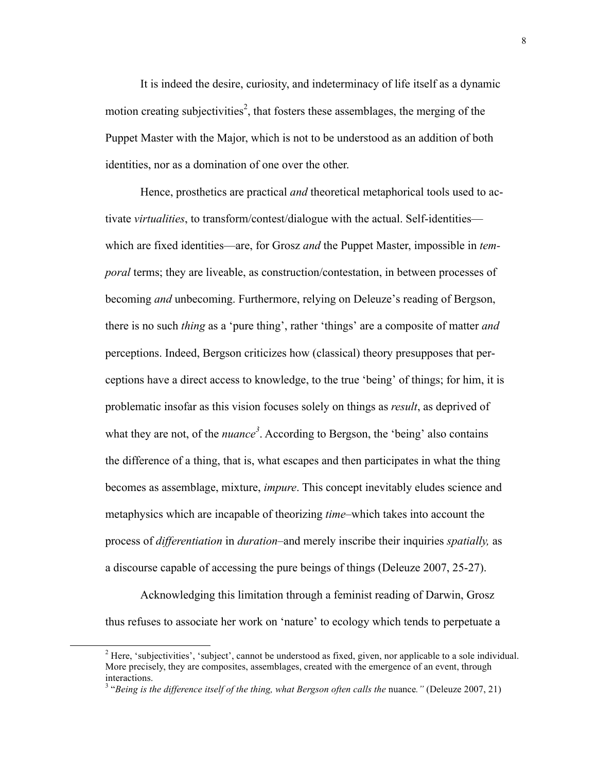It is indeed the desire, curiosity, and indeterminacy of life itself as a dynamic motion creating subjectivities[2], that fosters these assemblages, the merging of the Puppet Master with the Major, which is not to be understood as an addition of both identities, nor as a domination of one over the other.

Hence, prosthetics are practical *and* theoretical metaphorical tools used to activate *virtualities*, to transform/contest/dialogue with the actual. Self-identities—which are fixed identities—are, for Grosz *and* the Puppet Master, impossible in *temporal* terms; they are liveable, as construction/contestation, in between processes of becoming *and* unbecoming. Furthermore, relying on Deleuze's reading of Bergson, there is no such *thing* as a 'pure thing', rather 'things' are a composite of matter *and* perceptions. Indeed, Bergson criticizes how (classical) theory presupposes that perceptions have a direct access to knowledge, to the true 'being' of things; for him, it is problematic insofar as this vision focuses solely on things as *result*, as deprived of what they are not, of the *nuance*[3]. According to Bergson, the 'being' also contains the difference of a thing, that is, what escapes and then participates in what the thing becomes as assemblage, mixture, *impure*. This concept inevitably eludes science and metaphysics which are incapable of theorizing *time*–which takes into account the process of *differentiation* in *duration*–and merely inscribe their inquiries *spatially,* as a discourse capable of accessing the pure beings of things (Deleuze 2007, 25-27).

Acknowledging this limitation through a feminist reading of Darwin, Grosz thus refuses to associate her work on 'nature' to ecology which tends to perpetuate a

---

[2] Here, 'subjectivities', 'subject', cannot be understood as fixed, given, nor applicable to a sole individual. More precisely, they are composites, assemblages, created with the emergence of an event, through interactions.

[3] "*Being is the difference itself of the thing, what Bergson often calls the* nuance*."* (Deleuze 2007, 21)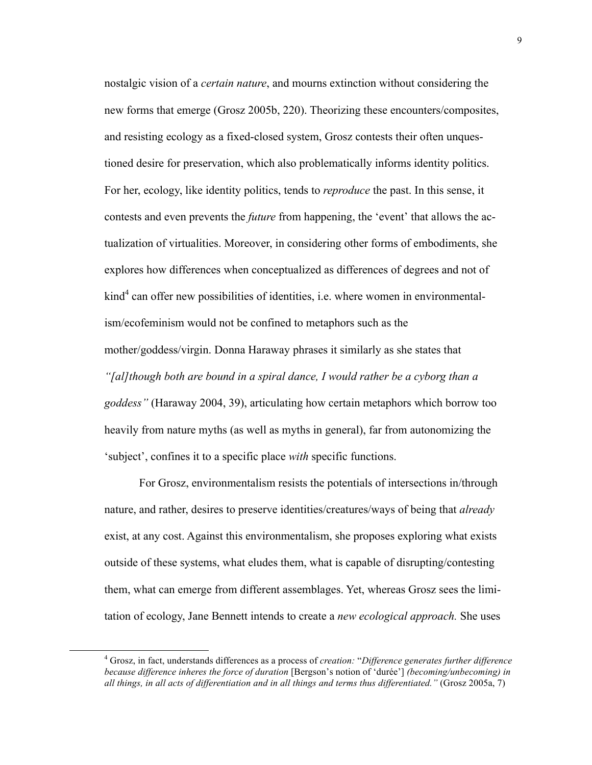nostalgic vision of a *certain nature*, and mourns extinction without considering the new forms that emerge (Grosz 2005b, 220). Theorizing these encounters/composites, and resisting ecology as a fixed-closed system, Grosz contests their often unquestioned desire for preservation, which also problematically informs identity politics. For her, ecology, like identity politics, tends to *reproduce* the past. In this sense, it contests and even prevents the *future* from happening, the 'event' that allows the actualization of virtualities. Moreover, in considering other forms of embodiments, she explores how differences when conceptualized as differences of degrees and not of kind[4] can offer new possibilities of identities, i.e. where women in environmentalism/ecofeminism would not be confined to metaphors such as the mother/goddess/virgin. Donna Haraway phrases it similarly as she states that *"[al]though both are bound in a spiral dance, I would rather be a cyborg than a goddess"* (Haraway 2004, 39), articulating how certain metaphors which borrow too heavily from nature myths (as well as myths in general), far from autonomizing the 'subject', confines it to a specific place *with* specific functions.

For Grosz, environmentalism resists the potentials of intersections in/through nature, and rather, desires to preserve identities/creatures/ways of being that *already* exist, at any cost. Against this environmentalism, she proposes exploring what exists outside of these systems, what eludes them, what is capable of disrupting/contesting them, what can emerge from different assemblages. Yet, whereas Grosz sees the limitation of ecology, Jane Bennett intends to create a *new ecological approach.* She uses

[4] Grosz, in fact, understands differences as a process of *creation:* "*Difference generates further difference because difference inheres the force of duration* [Bergson's notion of 'durée'] *(becoming/unbecoming) in all things, in all acts of differentiation and in all things and terms thus differentiated."* (Grosz 2005a, 7)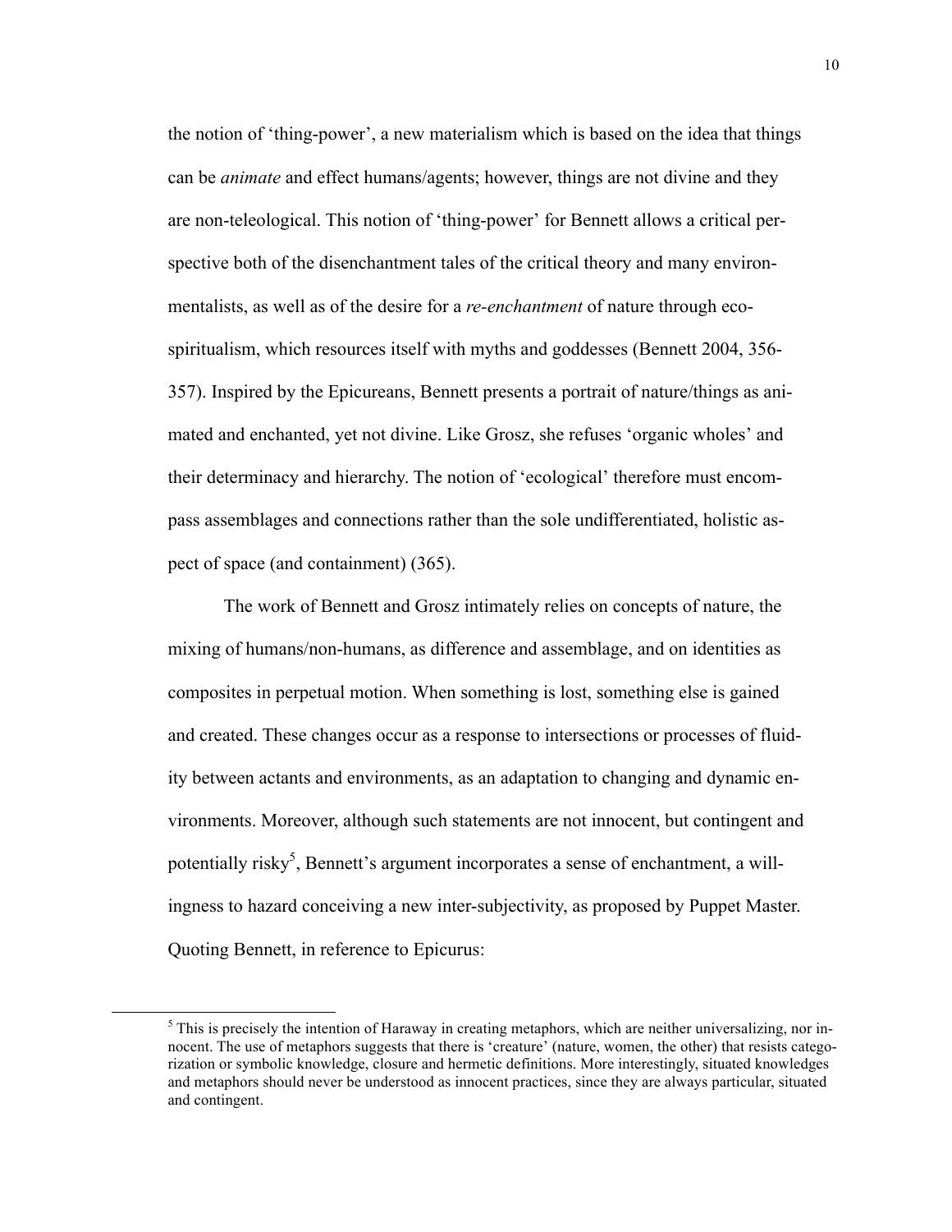the notion of 'thing-power', a new materialism which is based on the idea that things can be *animate* and effect humans/agents; however, things are not divine and they are non-teleological. This notion of 'thing-power' for Bennett allows a critical perspective both of the disenchantment tales of the critical theory and many environmentalists, as well as of the desire for a *re-enchantment* of nature through eco-spiritualism, which resources itself with myths and goddesses (Bennett 2004, 356-357). Inspired by the Epicureans, Bennett presents a portrait of nature/things as animated and enchanted, yet not divine. Like Grosz, she refuses 'organic wholes' and their determinacy and hierarchy. The notion of 'ecological' therefore must encompass assemblages and connections rather than the sole undifferentiated, holistic aspect of space (and containment) (365).

The work of Bennett and Grosz intimately relies on concepts of nature, the mixing of humans/non-humans, as difference and assemblage, and on identities as composites in perpetual motion. When something is lost, something else is gained and created. These changes occur as a response to intersections or processes of fluidity between actants and environments, as an adaptation to changing and dynamic environments. Moreover, although such statements are not innocent, but contingent and potentially risky[5], Bennett's argument incorporates a sense of enchantment, a willingness to hazard conceiving a new inter-subjectivity, as proposed by Puppet Master. Quoting Bennett, in reference to Epicurus:

[5] This is precisely the intention of Haraway in creating metaphors, which are neither universalizing, nor innocent. The use of metaphors suggests that there is 'creature' (nature, women, the other) that resists categorization or symbolic knowledge, closure and hermetic definitions. More interestingly, situated knowledges and metaphors should never be understood as innocent practices, since they are always particular, situated and contingent.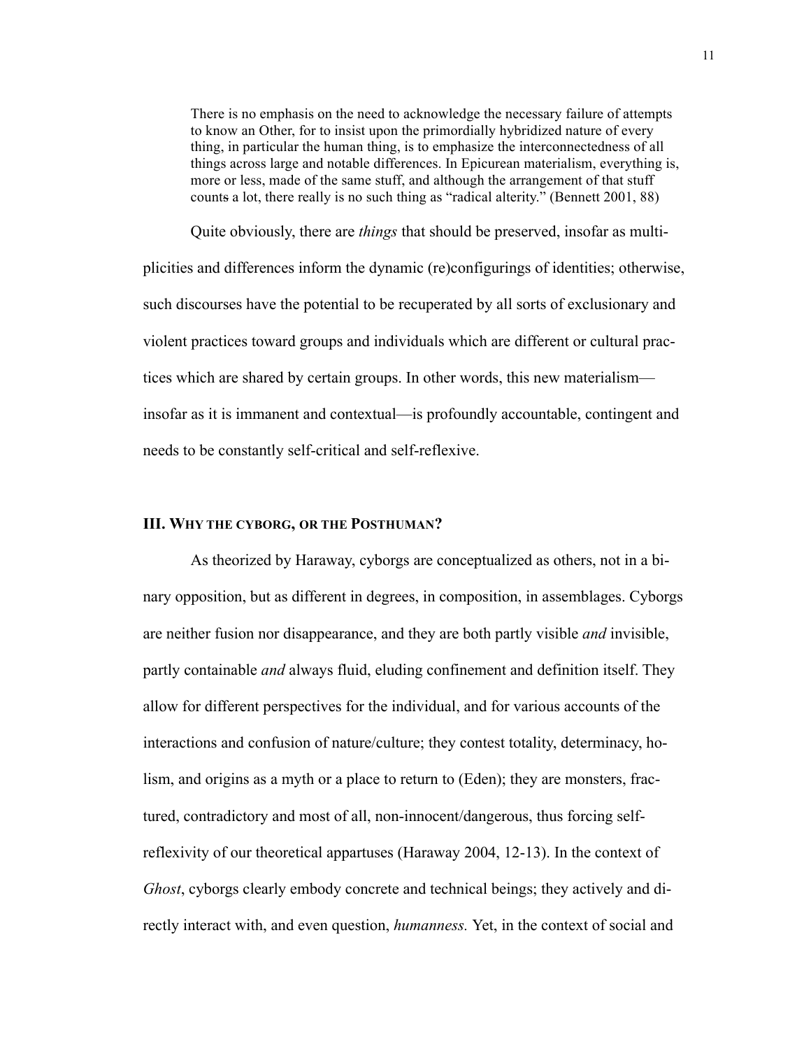> There is no emphasis on the need to acknowledge the necessary failure of attempts to know an Other, for to insist upon the primordially hybridized nature of every thing, in particular the human thing, is to emphasize the interconnectedness of all things across large and notable differences. In Epicurean materialism, everything is, more or less, made of the same stuff, and although the arrangement of that stuff counts a lot, there really is no such thing as "radical alterity." (Bennett 2001, 88)

Quite obviously, there are *things* that should be preserved, insofar as multiplicities and differences inform the dynamic (re)configurings of identities; otherwise, such discourses have the potential to be recuperated by all sorts of exclusionary and violent practices toward groups and individuals which are different or cultural practices which are shared by certain groups. In other words, this new materialism—insofar as it is immanent and contextual—is profoundly accountable, contingent and needs to be constantly self-critical and self-reflexive.

## III. Why the cyborg, or the Posthuman?

As theorized by Haraway, cyborgs are conceptualized as others, not in a binary opposition, but as different in degrees, in composition, in assemblages. Cyborgs are neither fusion nor disappearance, and they are both partly visible *and* invisible, partly containable *and* always fluid, eluding confinement and definition itself. They allow for different perspectives for the individual, and for various accounts of the interactions and confusion of nature/culture; they contest totality, determinacy, holism, and origins as a myth or a place to return to (Eden); they are monsters, fractured, contradictory and most of all, non-innocent/dangerous, thus forcing self-reflexivity of our theoretical appartuses (Haraway 2004, 12-13). In the context of *Ghost*, cyborgs clearly embody concrete and technical beings; they actively and directly interact with, and even question, *humanness.* Yet, in the context of social and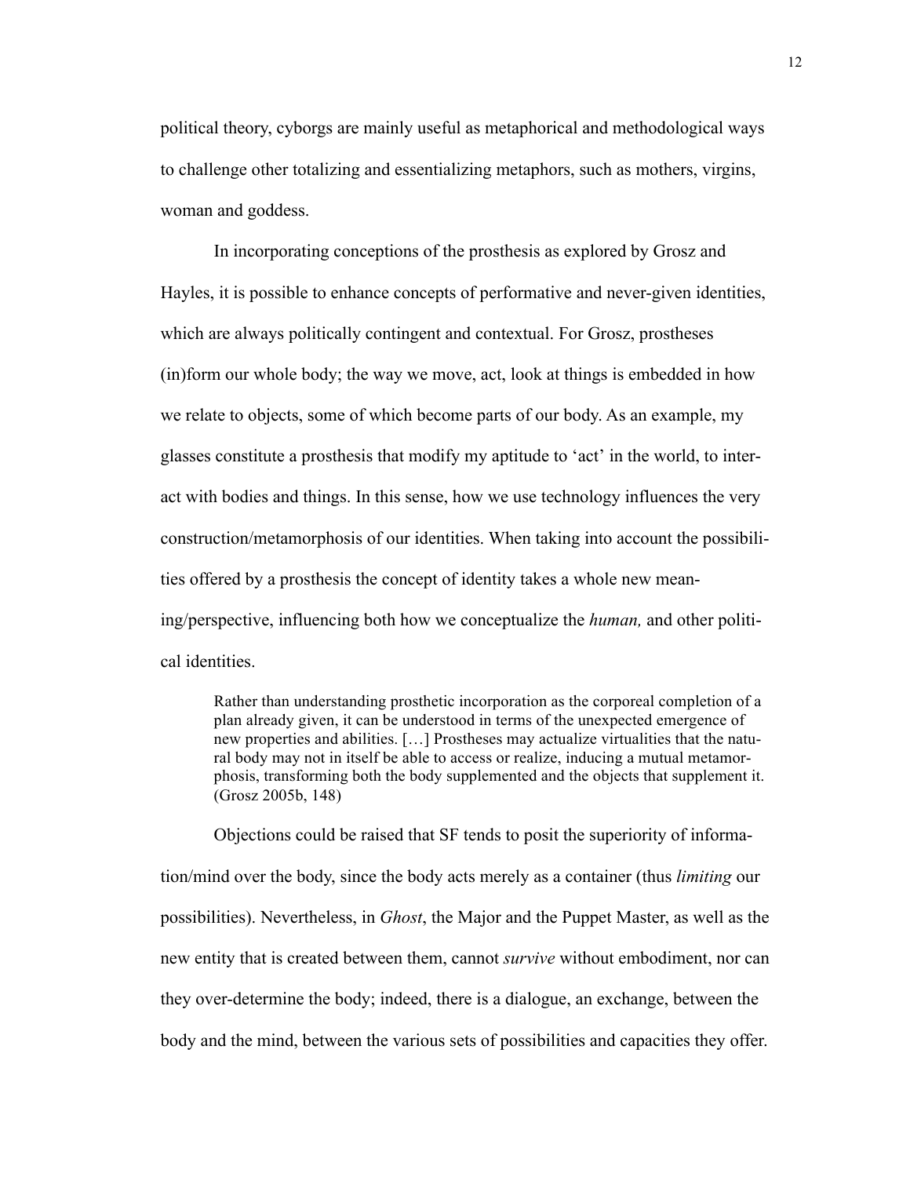political theory, cyborgs are mainly useful as metaphorical and methodological ways to challenge other totalizing and essentializing metaphors, such as mothers, virgins, woman and goddess.

In incorporating conceptions of the prosthesis as explored by Grosz and Hayles, it is possible to enhance concepts of performative and never-given identities, which are always politically contingent and contextual. For Grosz, prostheses (in)form our whole body; the way we move, act, look at things is embedded in how we relate to objects, some of which become parts of our body. As an example, my glasses constitute a prosthesis that modify my aptitude to 'act' in the world, to interact with bodies and things. In this sense, how we use technology influences the very construction/metamorphosis of our identities. When taking into account the possibilities offered by a prosthesis the concept of identity takes a whole new meaning/perspective, influencing both how we conceptualize the *human,* and other political identities.

> Rather than understanding prosthetic incorporation as the corporeal completion of a plan already given, it can be understood in terms of the unexpected emergence of new properties and abilities. […] Prostheses may actualize virtualities that the natural body may not in itself be able to access or realize, inducing a mutual metamorphosis, transforming both the body supplemented and the objects that supplement it. (Grosz 2005b, 148)

Objections could be raised that SF tends to posit the superiority of information/mind over the body, since the body acts merely as a container (thus *limiting* our possibilities). Nevertheless, in *Ghost*, the Major and the Puppet Master, as well as the new entity that is created between them, cannot *survive* without embodiment, nor can they over-determine the body; indeed, there is a dialogue, an exchange, between the body and the mind, between the various sets of possibilities and capacities they offer.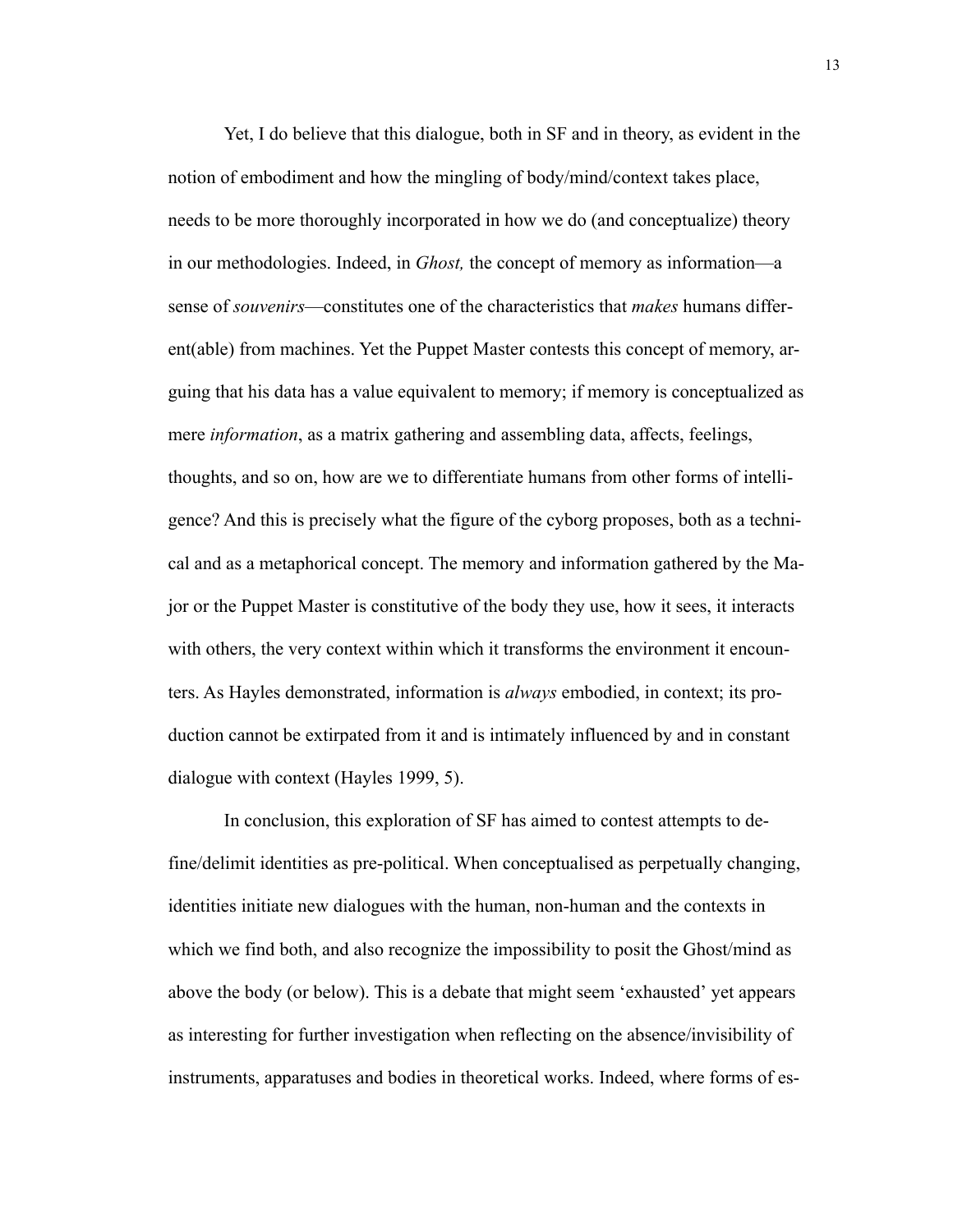Yet, I do believe that this dialogue, both in SF and in theory, as evident in the notion of embodiment and how the mingling of body/mind/context takes place, needs to be more thoroughly incorporated in how we do (and conceptualize) theory in our methodologies. Indeed, in *Ghost,* the concept of memory as information—a sense of *souvenirs*—constitutes one of the characteristics that *makes* humans different(able) from machines. Yet the Puppet Master contests this concept of memory, arguing that his data has a value equivalent to memory; if memory is conceptualized as mere *information*, as a matrix gathering and assembling data, affects, feelings, thoughts, and so on, how are we to differentiate humans from other forms of intelligence? And this is precisely what the figure of the cyborg proposes, both as a technical and as a metaphorical concept. The memory and information gathered by the Major or the Puppet Master is constitutive of the body they use, how it sees, it interacts with others, the very context within which it transforms the environment it encounters. As Hayles demonstrated, information is *always* embodied, in context; its production cannot be extirpated from it and is intimately influenced by and in constant dialogue with context (Hayles 1999, 5).

In conclusion, this exploration of SF has aimed to contest attempts to define/delimit identities as pre-political. When conceptualised as perpetually changing, identities initiate new dialogues with the human, non-human and the contexts in which we find both, and also recognize the impossibility to posit the Ghost/mind as above the body (or below). This is a debate that might seem 'exhausted' yet appears as interesting for further investigation when reflecting on the absence/invisibility of instruments, apparatuses and bodies in theoretical works. Indeed, where forms of es-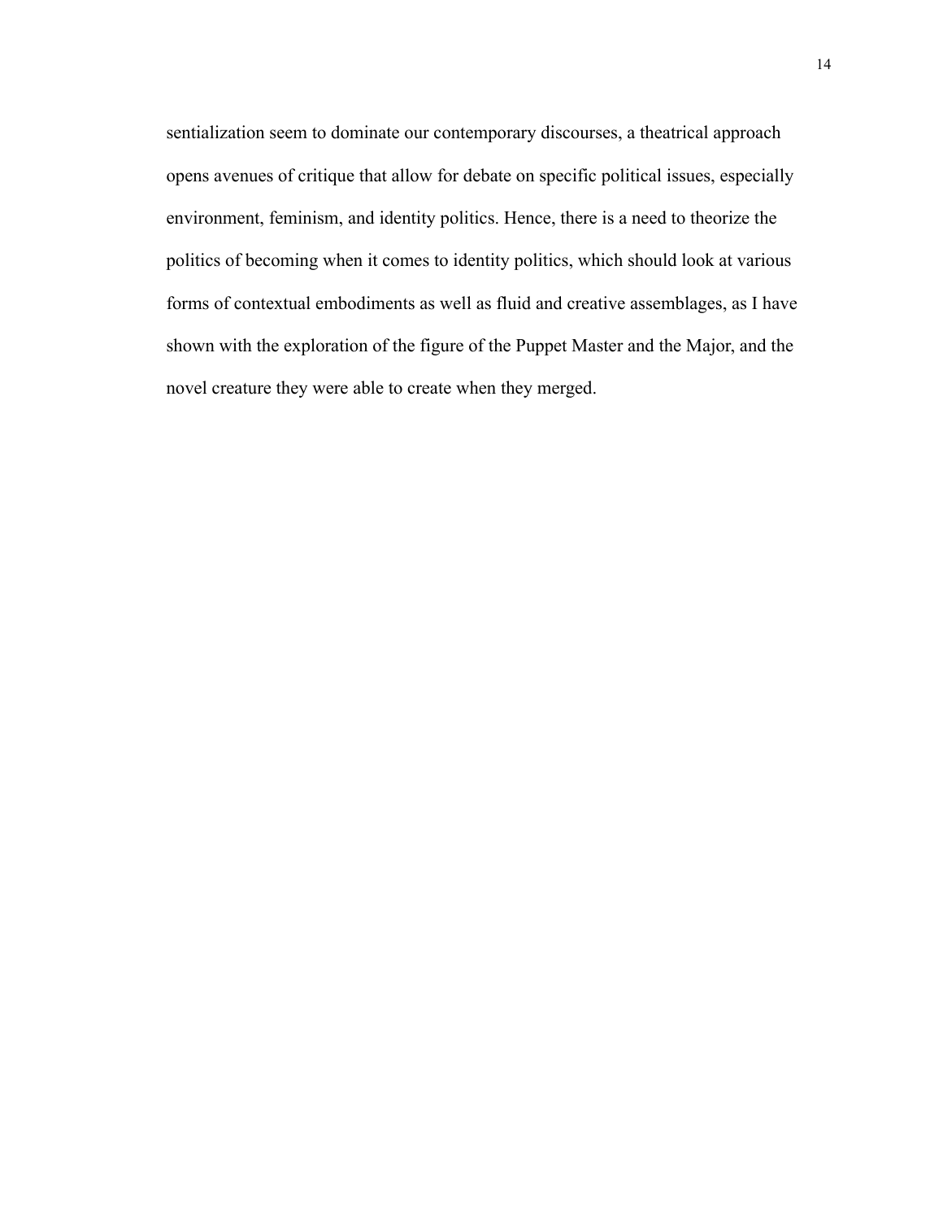sentialization seem to dominate our contemporary discourses, a theatrical approach opens avenues of critique that allow for debate on specific political issues, especially environment, feminism, and identity politics. Hence, there is a need to theorize the politics of becoming when it comes to identity politics, which should look at various forms of contextual embodiments as well as fluid and creative assemblages, as I have shown with the exploration of the figure of the Puppet Master and the Major, and the novel creature they were able to create when they merged.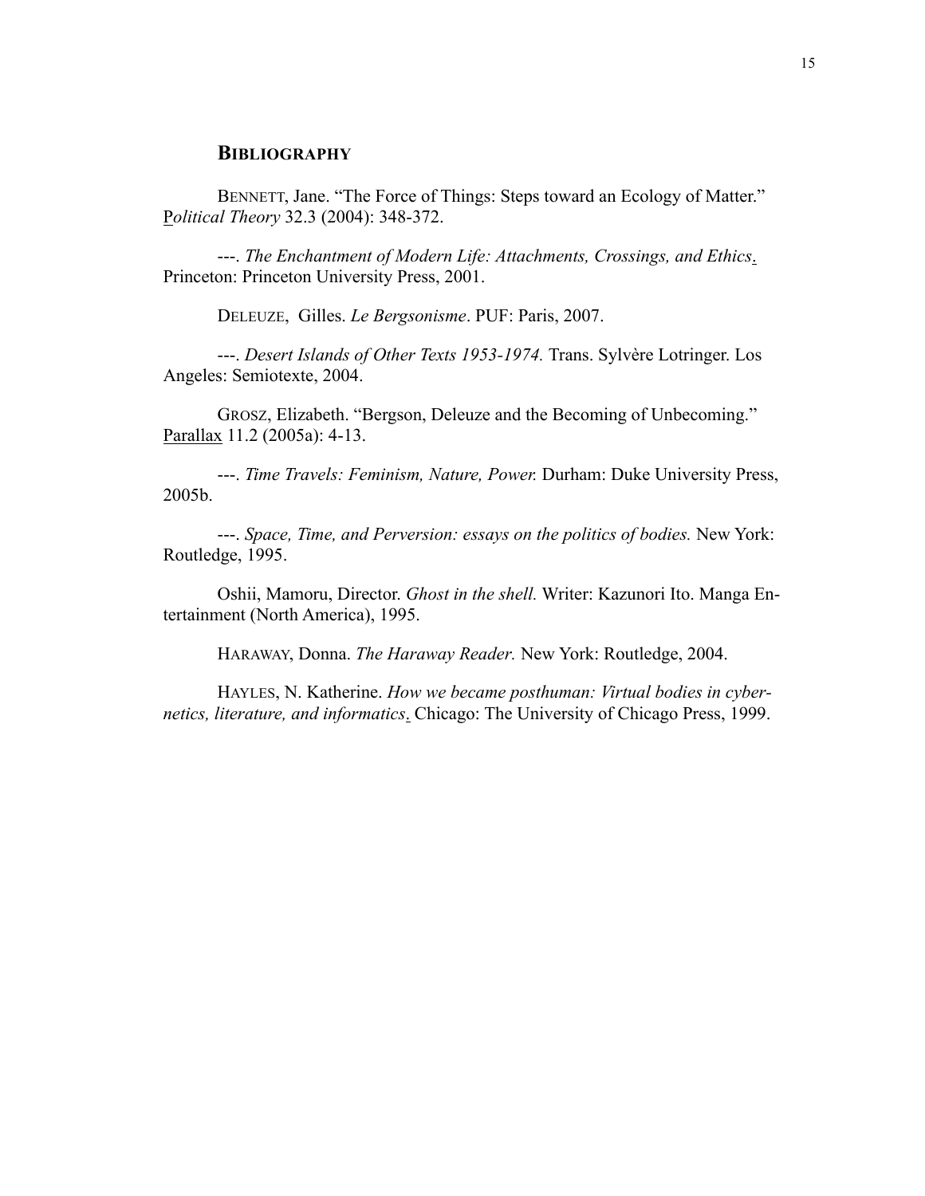## **Bibliography**

Bennett, Jane. "The Force of Things: Steps toward an Ecology of Matter." *Political Theory* 32.3 (2004): 348-372.

---. *The Enchantment of Modern Life: Attachments, Crossings, and Ethics*. Princeton: Princeton University Press, 2001.

Deleuze, Gilles. *Le Bergsonisme*. PUF: Paris, 2007.

---. *Desert Islands of Other Texts 1953-1974.* Trans. Sylvère Lotringer. Los Angeles: Semiotexte, 2004.

Grosz, Elizabeth. "Bergson, Deleuze and the Becoming of Unbecoming." Parallax 11.2 (2005a): 4-13.

---. *Time Travels: Feminism, Nature, Power.* Durham: Duke University Press, 2005b.

---. *Space, Time, and Perversion: essays on the politics of bodies.* New York: Routledge, 1995.

Oshii, Mamoru, Director. *Ghost in the shell.* Writer: Kazunori Ito. Manga Entertainment (North America), 1995.

Haraway, Donna. *The Haraway Reader.* New York: Routledge, 2004.

Hayles, N. Katherine. *How we became posthuman: Virtual bodies in cybernetics, literature, and informatics*. Chicago: The University of Chicago Press, 1999.